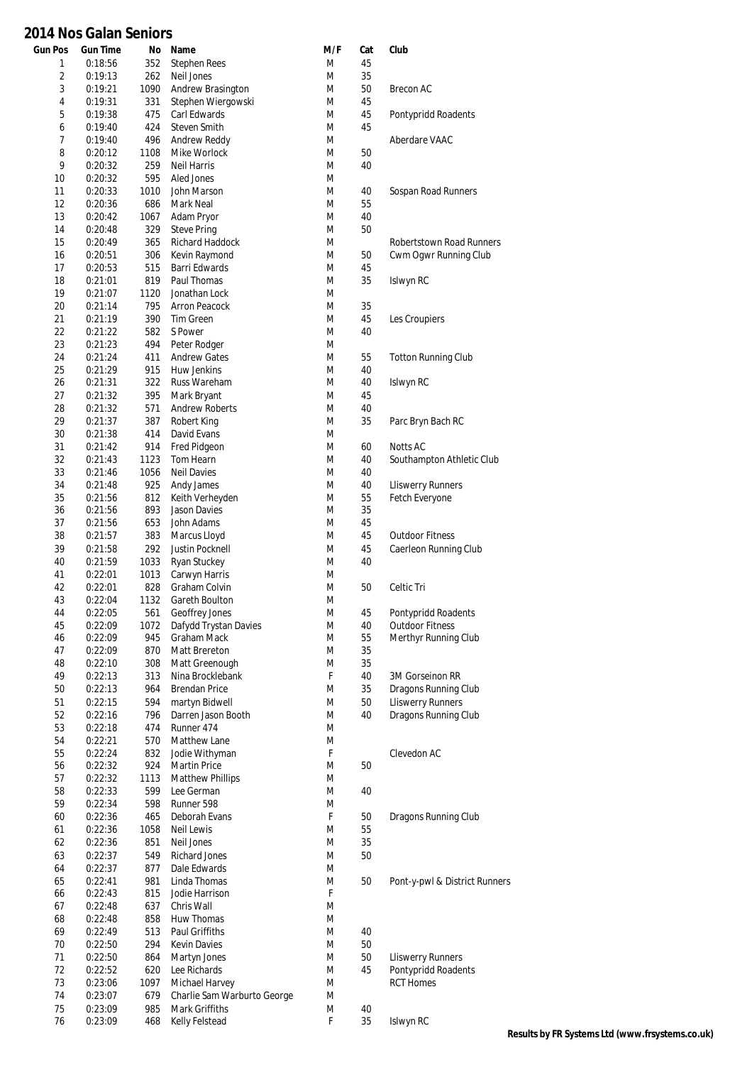# 2014 Nos Galan Seniors

| Gun Pos | Gun Time | No | Name | M/F | Cat | Club |
|---|---|---|---|---|---|---|
| 1 | 0:18:56 | 352 | Stephen Rees | M | 45 | |
| 2 | 0:19:13 | 262 | Neil Jones | M | 35 | |
| 3 | 0:19:21 | 1090 | Andrew Brasington | M | 50 | Brecon AC |
| 4 | 0:19:31 | 331 | Stephen Wiergowski | M | 45 | |
| 5 | 0:19:38 | 475 | Carl Edwards | M | 45 | Pontypridd Roadents |
| 6 | 0:19:40 | 424 | Steven Smith | M | 45 | |
| 7 | 0:19:40 | 496 | Andrew Reddy | M | | Aberdare VAAC |
| 8 | 0:20:12 | 1108 | Mike Worlock | M | 50 | |
| 9 | 0:20:32 | 259 | Neil Harris | M | 40 | |
| 10 | 0:20:32 | 595 | Aled Jones | M | | |
| 11 | 0:20:33 | 1010 | John Marson | M | 40 | Sospan Road Runners |
| 12 | 0:20:36 | 686 | Mark Neal | M | 55 | |
| 13 | 0:20:42 | 1067 | Adam Pryor | M | 40 | |
| 14 | 0:20:48 | 329 | Steve Pring | M | 50 | |
| 15 | 0:20:49 | 365 | Richard Haddock | M | | Robertstown Road Runners |
| 16 | 0:20:51 | 306 | Kevin Raymond | M | 50 | Cwm Ogwr Running Club |
| 17 | 0:20:53 | 515 | Barri Edwards | M | 45 | |
| 18 | 0:21:01 | 819 | Paul Thomas | M | 35 | Islwyn RC |
| 19 | 0:21:07 | 1120 | Jonathan Lock | M | | |
| 20 | 0:21:14 | 795 | Arron Peacock | M | 35 | |
| 21 | 0:21:19 | 390 | Tim Green | M | 45 | Les Croupiers |
| 22 | 0:21:22 | 582 | S Power | M | 40 | |
| 23 | 0:21:23 | 494 | Peter Rodger | M | | |
| 24 | 0:21:24 | 411 | Andrew Gates | M | 55 | Totton Running Club |
| 25 | 0:21:29 | 915 | Huw Jenkins | M | 40 | |
| 26 | 0:21:31 | 322 | Russ Wareham | M | 40 | Islwyn RC |
| 27 | 0:21:32 | 395 | Mark Bryant | M | 45 | |
| 28 | 0:21:32 | 571 | Andrew Roberts | M | 40 | |
| 29 | 0:21:37 | 387 | Robert King | M | 35 | Parc Bryn Bach RC |
| 30 | 0:21:38 | 414 | David Evans | M | | |
| 31 | 0:21:42 | 914 | Fred Pidgeon | M | 60 | Notts AC |
| 32 | 0:21:43 | 1123 | Tom Hearn | M | 40 | Southampton Athletic Club |
| 33 | 0:21:46 | 1056 | Neil Davies | M | 40 | |
| 34 | 0:21:48 | 925 | Andy James | M | 40 | Lliswerry Runners |
| 35 | 0:21:56 | 812 | Keith Verheyden | M | 55 | Fetch Everyone |
| 36 | 0:21:56 | 893 | Jason Davies | M | 35 | |
| 37 | 0:21:56 | 653 | John Adams | M | 45 | |
| 38 | 0:21:57 | 383 | Marcus Lloyd | M | 45 | Outdoor Fitness |
| 39 | 0:21:58 | 292 | Justin Pocknell | M | 45 | Caerleon Running Club |
| 40 | 0:21:59 | 1033 | Ryan Stuckey | M | 40 | |
| 41 | 0:22:01 | 1013 | Carwyn Harris | M | | |
| 42 | 0:22:01 | 828 | Graham Colvin | M | 50 | Celtic Tri |
| 43 | 0:22:04 | 1132 | Gareth Boulton | M | | |
| 44 | 0:22:05 | 561 | Geoffrey Jones | M | 45 | Pontypridd Roadents |
| 45 | 0:22:09 | 1072 | Dafydd Trystan Davies | M | 40 | Outdoor Fitness |
| 46 | 0:22:09 | 945 | Graham Mack | M | 55 | Merthyr Running Club |
| 47 | 0:22:09 | 870 | Matt Brereton | M | 35 | |
| 48 | 0:22:10 | 308 | Matt Greenough | M | 35 | |
| 49 | 0:22:13 | 313 | Nina Brocklebank | F | 40 | 3M Gorseinon RR |
| 50 | 0:22:13 | 964 | Brendan Price | M | 35 | Dragons Running Club |
| 51 | 0:22:15 | 594 | martyn Bidwell | M | 50 | Lliswerry Runners |
| 52 | 0:22:16 | 796 | Darren Jason Booth | M | 40 | Dragons Running Club |
| 53 | 0:22:18 | 474 | Runner 474 | M | | |
| 54 | 0:22:21 | 570 | Matthew Lane | M | | |
| 55 | 0:22:24 | 832 | Jodie Withyman | F | | Clevedon AC |
| 56 | 0:22:32 | 924 | Martin Price | M | 50 | |
| 57 | 0:22:32 | 1113 | Matthew Phillips | M | | |
| 58 | 0:22:33 | 599 | Lee German | M | 40 | |
| 59 | 0:22:34 | 598 | Runner 598 | M | | |
| 60 | 0:22:36 | 465 | Deborah Evans | F | 50 | Dragons Running Club |
| 61 | 0:22:36 | 1058 | Neil Lewis | M | 55 | |
| 62 | 0:22:36 | 851 | Neil Jones | M | 35 | |
| 63 | 0:22:37 | 549 | Richard Jones | M | 50 | |
| 64 | 0:22:37 | 877 | Dale Edwards | M | | |
| 65 | 0:22:41 | 981 | Linda Thomas | M | 50 | Pont-y-pwl & District Runners |
| 66 | 0:22:43 | 815 | Jodie Harrison | F | | |
| 67 | 0:22:48 | 637 | Chris Wall | M | | |
| 68 | 0:22:48 | 858 | Huw Thomas | M | | |
| 69 | 0:22:49 | 513 | Paul Griffiths | M | 40 | |
| 70 | 0:22:50 | 294 | Kevin Davies | M | 50 | |
| 71 | 0:22:50 | 864 | Martyn Jones | M | 50 | Lliswerry Runners |
| 72 | 0:22:52 | 620 | Lee Richards | M | 45 | Pontypridd Roadents |
| 73 | 0:23:06 | 1097 | Michael Harvey | M | | RCT Homes |
| 74 | 0:23:07 | 679 | Charlie Sam Warburto George | M | | |
| 75 | 0:23:09 | 985 | Mark Griffiths | M | 40 | |
| 76 | 0:23:09 | 468 | Kelly Felstead | F | 35 | Islwyn RC |

Results by FR Systems Ltd (www.frsystems.co.uk)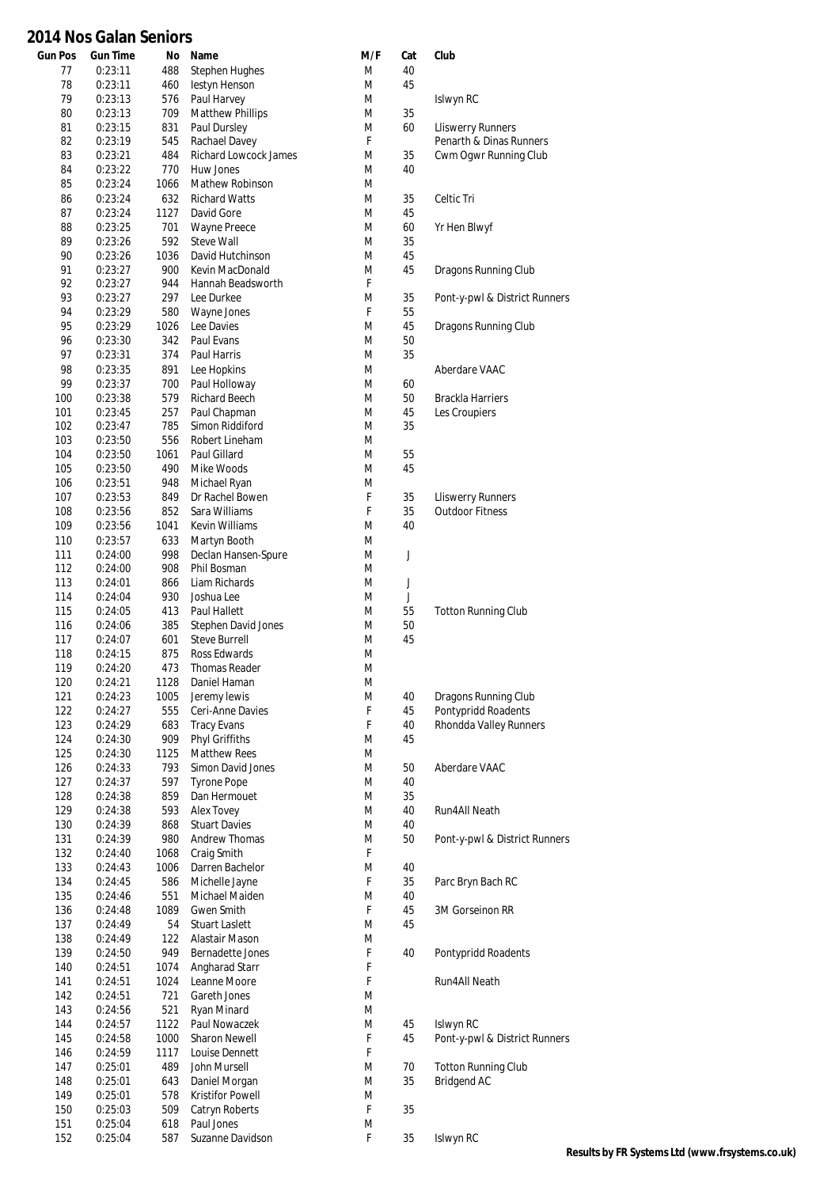## 2014 Nos Galan Seniors

| Gun Pos | Gun Time | No | Name | M/F | Cat | Club |
|---|---|---|---|---|---|---|
| 77 | 0:23:11 | 488 | Stephen Hughes | M | 40 | |
| 78 | 0:23:11 | 460 | Iestyn Henson | M | 45 | |
| 79 | 0:23:13 | 576 | Paul Harvey | M | | Islwyn RC |
| 80 | 0:23:13 | 709 | Matthew Phillips | M | 35 | |
| 81 | 0:23:15 | 831 | Paul Dursley | M | 60 | Lliswerry Runners |
| 82 | 0:23:19 | 545 | Rachael Davey | F | | Penarth & Dinas Runners |
| 83 | 0:23:21 | 484 | Richard Lowcock James | M | 35 | Cwm Ogwr Running Club |
| 84 | 0:23:22 | 770 | Huw Jones | M | 40 | |
| 85 | 0:23:24 | 1066 | Mathew Robinson | M | | |
| 86 | 0:23:24 | 632 | Richard Watts | M | 35 | Celtic Tri |
| 87 | 0:23:24 | 1127 | David Gore | M | 45 | |
| 88 | 0:23:25 | 701 | Wayne Preece | M | 60 | Yr Hen Blwyf |
| 89 | 0:23:26 | 592 | Steve Wall | M | 35 | |
| 90 | 0:23:26 | 1036 | David Hutchinson | M | 45 | |
| 91 | 0:23:27 | 900 | Kevin MacDonald | M | 45 | Dragons Running Club |
| 92 | 0:23:27 | 944 | Hannah Beadsworth | F | | |
| 93 | 0:23:27 | 297 | Lee Durkee | M | 35 | Pont-y-pwl & District Runners |
| 94 | 0:23:29 | 580 | Wayne Jones | F | 55 | |
| 95 | 0:23:29 | 1026 | Lee Davies | M | 45 | Dragons Running Club |
| 96 | 0:23:30 | 342 | Paul Evans | M | 50 | |
| 97 | 0:23:31 | 374 | Paul Harris | M | 35 | |
| 98 | 0:23:35 | 891 | Lee Hopkins | M | | Aberdare VAAC |
| 99 | 0:23:37 | 700 | Paul Holloway | M | 60 | |
| 100 | 0:23:38 | 579 | Richard Beech | M | 50 | Brackla Harriers |
| 101 | 0:23:45 | 257 | Paul Chapman | M | 45 | Les Croupiers |
| 102 | 0:23:47 | 785 | Simon Riddiford | M | 35 | |
| 103 | 0:23:50 | 556 | Robert Lineham | M | | |
| 104 | 0:23:50 | 1061 | Paul Gillard | M | 55 | |
| 105 | 0:23:50 | 490 | Mike Woods | M | 45 | |
| 106 | 0:23:51 | 948 | Michael Ryan | M | | |
| 107 | 0:23:53 | 849 | Dr Rachel Bowen | F | 35 | Lliswerry Runners |
| 108 | 0:23:56 | 852 | Sara Williams | F | 35 | Outdoor Fitness |
| 109 | 0:23:56 | 1041 | Kevin Williams | M | 40 | |
| 110 | 0:23:57 | 633 | Martyn Booth | M | | |
| 111 | 0:24:00 | 998 | Declan Hansen-Spure | M | J | |
| 112 | 0:24:00 | 908 | Phil Bosman | M | | |
| 113 | 0:24:01 | 866 | Liam Richards | M | J | |
| 114 | 0:24:04 | 930 | Joshua Lee | M | J | |
| 115 | 0:24:05 | 413 | Paul Hallett | M | 55 | Totton Running Club |
| 116 | 0:24:06 | 385 | Stephen David Jones | M | 50 | |
| 117 | 0:24:07 | 601 | Steve Burrell | M | 45 | |
| 118 | 0:24:15 | 875 | Ross Edwards | M | | |
| 119 | 0:24:20 | 473 | Thomas Reader | M | | |
| 120 | 0:24:21 | 1128 | Daniel Haman | M | | |
| 121 | 0:24:23 | 1005 | Jeremy lewis | M | 40 | Dragons Running Club |
| 122 | 0:24:27 | 555 | Ceri-Anne Davies | F | 45 | Pontypridd Roadents |
| 123 | 0:24:29 | 683 | Tracy Evans | F | 40 | Rhondda Valley Runners |
| 124 | 0:24:30 | 909 | Phyl Griffiths | M | 45 | |
| 125 | 0:24:30 | 1125 | Matthew Rees | M | | |
| 126 | 0:24:33 | 793 | Simon David Jones | M | 50 | Aberdare VAAC |
| 127 | 0:24:37 | 597 | Tyrone Pope | M | 40 | |
| 128 | 0:24:38 | 859 | Dan Hermouet | M | 35 | |
| 129 | 0:24:38 | 593 | Alex Tovey | M | 40 | Run4All Neath |
| 130 | 0:24:39 | 868 | Stuart Davies | M | 40 | |
| 131 | 0:24:39 | 980 | Andrew Thomas | M | 50 | Pont-y-pwl & District Runners |
| 132 | 0:24:40 | 1068 | Craig Smith | F | | |
| 133 | 0:24:43 | 1006 | Darren Bachelor | M | 40 | |
| 134 | 0:24:45 | 586 | Michelle Jayne | F | 35 | Parc Bryn Bach RC |
| 135 | 0:24:46 | 551 | Michael Maiden | M | 40 | |
| 136 | 0:24:48 | 1089 | Gwen Smith | F | 45 | 3M Gorseinon RR |
| 137 | 0:24:49 | 54 | Stuart Laslett | M | 45 | |
| 138 | 0:24:49 | 122 | Alastair Mason | M | | |
| 139 | 0:24:50 | 949 | Bernadette Jones | F | 40 | Pontypridd Roadents |
| 140 | 0:24:51 | 1074 | Angharad Starr | F | | |
| 141 | 0:24:51 | 1024 | Leanne Moore | F | | Run4All Neath |
| 142 | 0:24:51 | 721 | Gareth Jones | M | | |
| 143 | 0:24:56 | 521 | Ryan Minard | M | | |
| 144 | 0:24:57 | 1122 | Paul Nowaczek | M | 45 | Islwyn RC |
| 145 | 0:24:58 | 1000 | Sharon Newell | F | 45 | Pont-y-pwl & District Runners |
| 146 | 0:24:59 | 1117 | Louise Dennett | F | | |
| 147 | 0:25:01 | 489 | John Mursell | M | 70 | Totton Running Club |
| 148 | 0:25:01 | 643 | Daniel Morgan | M | 35 | Bridgend AC |
| 149 | 0:25:01 | 578 | Kristifor Powell | M | | |
| 150 | 0:25:03 | 509 | Catryn Roberts | F | 35 | |
| 151 | 0:25:04 | 618 | Paul Jones | M | | |
| 152 | 0:25:04 | 587 | Suzanne Davidson | F | 35 | Islwyn RC |

**Results by FR Systems Ltd (www.frsystems.co.uk)**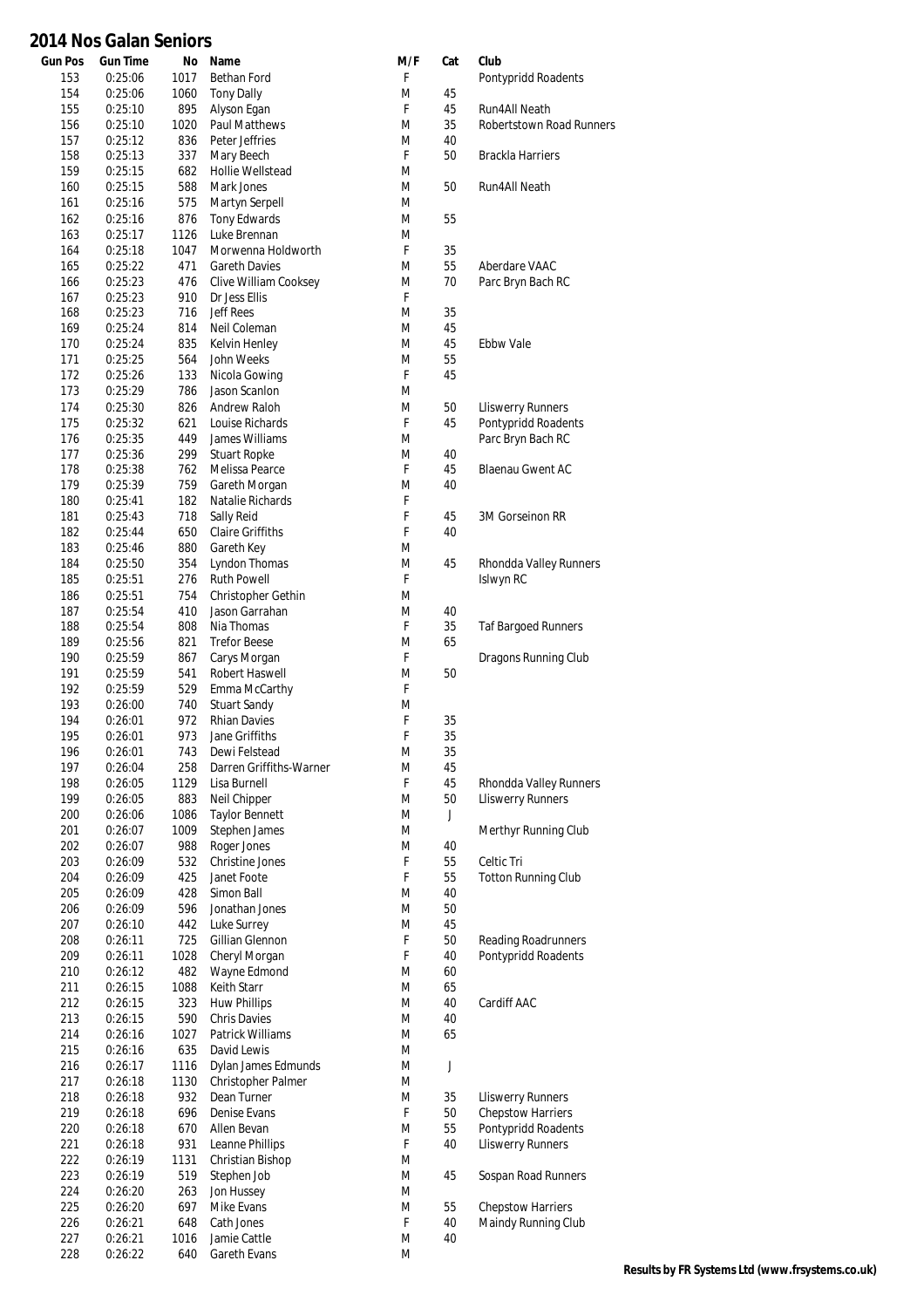# 2014 Nos Galan Seniors

| Gun Pos | Gun Time | No | Name | M/F | Cat | Club |
|---|---|---|---|---|---|---|
| 153 | 0:25:06 | 1017 | Bethan Ford | F | | Pontypridd Roadents |
| 154 | 0:25:06 | 1060 | Tony Dally | M | 45 | |
| 155 | 0:25:10 | 895 | Alyson Egan | F | 45 | Run4All Neath |
| 156 | 0:25:10 | 1020 | Paul Matthews | M | 35 | Robertstown Road Runners |
| 157 | 0:25:12 | 836 | Peter Jeffries | M | 40 | |
| 158 | 0:25:13 | 337 | Mary Beech | F | 50 | Brackla Harriers |
| 159 | 0:25:15 | 682 | Hollie Wellstead | M | | |
| 160 | 0:25:15 | 588 | Mark Jones | M | 50 | Run4All Neath |
| 161 | 0:25:16 | 575 | Martyn Serpell | M | | |
| 162 | 0:25:16 | 876 | Tony Edwards | M | 55 | |
| 163 | 0:25:17 | 1126 | Luke Brennan | M | | |
| 164 | 0:25:18 | 1047 | Morwenna Holdworth | F | 35 | |
| 165 | 0:25:22 | 471 | Gareth Davies | M | 55 | Aberdare VAAC |
| 166 | 0:25:23 | 476 | Clive William Cooksey | M | 70 | Parc Bryn Bach RC |
| 167 | 0:25:23 | 910 | Dr Jess Ellis | F | | |
| 168 | 0:25:23 | 716 | Jeff Rees | M | 35 | |
| 169 | 0:25:24 | 814 | Neil Coleman | M | 45 | |
| 170 | 0:25:24 | 835 | Kelvin Henley | M | 45 | Ebbw Vale |
| 171 | 0:25:25 | 564 | John Weeks | M | 55 | |
| 172 | 0:25:26 | 133 | Nicola Gowing | F | 45 | |
| 173 | 0:25:29 | 786 | Jason Scanlon | M | | |
| 174 | 0:25:30 | 826 | Andrew Raloh | M | 50 | Lliswerry Runners |
| 175 | 0:25:32 | 621 | Louise Richards | F | 45 | Pontypridd Roadents |
| 176 | 0:25:35 | 449 | James Williams | M | | Parc Bryn Bach RC |
| 177 | 0:25:36 | 299 | Stuart Ropke | M | 40 | |
| 178 | 0:25:38 | 762 | Melissa Pearce | F | 45 | Blaenau Gwent AC |
| 179 | 0:25:39 | 759 | Gareth Morgan | M | 40 | |
| 180 | 0:25:41 | 182 | Natalie Richards | F | | |
| 181 | 0:25:43 | 718 | Sally Reid | F | 45 | 3M Gorseinon RR |
| 182 | 0:25:44 | 650 | Claire Griffiths | F | 40 | |
| 183 | 0:25:46 | 880 | Gareth Key | M | | |
| 184 | 0:25:50 | 354 | Lyndon Thomas | M | 45 | Rhondda Valley Runners |
| 185 | 0:25:51 | 276 | Ruth Powell | F | | Islwyn RC |
| 186 | 0:25:51 | 754 | Christopher Gethin | M | | |
| 187 | 0:25:54 | 410 | Jason Garrahan | M | 40 | |
| 188 | 0:25:54 | 808 | Nia Thomas | F | 35 | Taf Bargoed Runners |
| 189 | 0:25:56 | 821 | Trefor Beese | M | 65 | |
| 190 | 0:25:59 | 867 | Carys Morgan | F | | Dragons Running Club |
| 191 | 0:25:59 | 541 | Robert Haswell | M | 50 | |
| 192 | 0:25:59 | 529 | Emma McCarthy | F | | |
| 193 | 0:26:00 | 740 | Stuart Sandy | M | | |
| 194 | 0:26:01 | 972 | Rhian Davies | F | 35 | |
| 195 | 0:26:01 | 973 | Jane Griffiths | F | 35 | |
| 196 | 0:26:01 | 743 | Dewi Felstead | M | 35 | |
| 197 | 0:26:04 | 258 | Darren Griffiths-Warner | M | 45 | |
| 198 | 0:26:05 | 1129 | Lisa Burnell | F | 45 | Rhondda Valley Runners |
| 199 | 0:26:05 | 883 | Neil Chipper | M | 50 | Lliswerry Runners |
| 200 | 0:26:06 | 1086 | Taylor Bennett | M | J | |
| 201 | 0:26:07 | 1009 | Stephen James | M | | Merthyr Running Club |
| 202 | 0:26:07 | 988 | Roger Jones | M | 40 | |
| 203 | 0:26:09 | 532 | Christine Jones | F | 55 | Celtic Tri |
| 204 | 0:26:09 | 425 | Janet Foote | F | 55 | Totton Running Club |
| 205 | 0:26:09 | 428 | Simon Ball | M | 40 | |
| 206 | 0:26:09 | 596 | Jonathan Jones | M | 50 | |
| 207 | 0:26:10 | 442 | Luke Surrey | M | 45 | |
| 208 | 0:26:11 | 725 | Gillian Glennon | F | 50 | Reading Roadrunners |
| 209 | 0:26:11 | 1028 | Cheryl Morgan | F | 40 | Pontypridd Roadents |
| 210 | 0:26:12 | 482 | Wayne Edmond | M | 60 | |
| 211 | 0:26:15 | 1088 | Keith Starr | M | 65 | |
| 212 | 0:26:15 | 323 | Huw Phillips | M | 40 | Cardiff AAC |
| 213 | 0:26:15 | 590 | Chris Davies | M | 40 | |
| 214 | 0:26:16 | 1027 | Patrick Williams | M | 65 | |
| 215 | 0:26:16 | 635 | David Lewis | M | | |
| 216 | 0:26:17 | 1116 | Dylan James Edmunds | M | J | |
| 217 | 0:26:18 | 1130 | Christopher Palmer | M | | |
| 218 | 0:26:18 | 932 | Dean Turner | M | 35 | Lliswerry Runners |
| 219 | 0:26:18 | 696 | Denise Evans | F | 50 | Chepstow Harriers |
| 220 | 0:26:18 | 670 | Allen Bevan | M | 55 | Pontypridd Roadents |
| 221 | 0:26:18 | 931 | Leanne Phillips | F | 40 | Lliswerry Runners |
| 222 | 0:26:19 | 1131 | Christian Bishop | M | | |
| 223 | 0:26:19 | 519 | Stephen Job | M | 45 | Sospan Road Runners |
| 224 | 0:26:20 | 263 | Jon Hussey | M | | |
| 225 | 0:26:20 | 697 | Mike Evans | M | 55 | Chepstow Harriers |
| 226 | 0:26:21 | 648 | Cath Jones | F | 40 | Maindy Running Club |
| 227 | 0:26:21 | 1016 | Jamie Cattle | M | 40 | |
| 228 | 0:26:22 | 640 | Gareth Evans | M | | |

**Results by FR Systems Ltd (www.frsystems.co.uk)**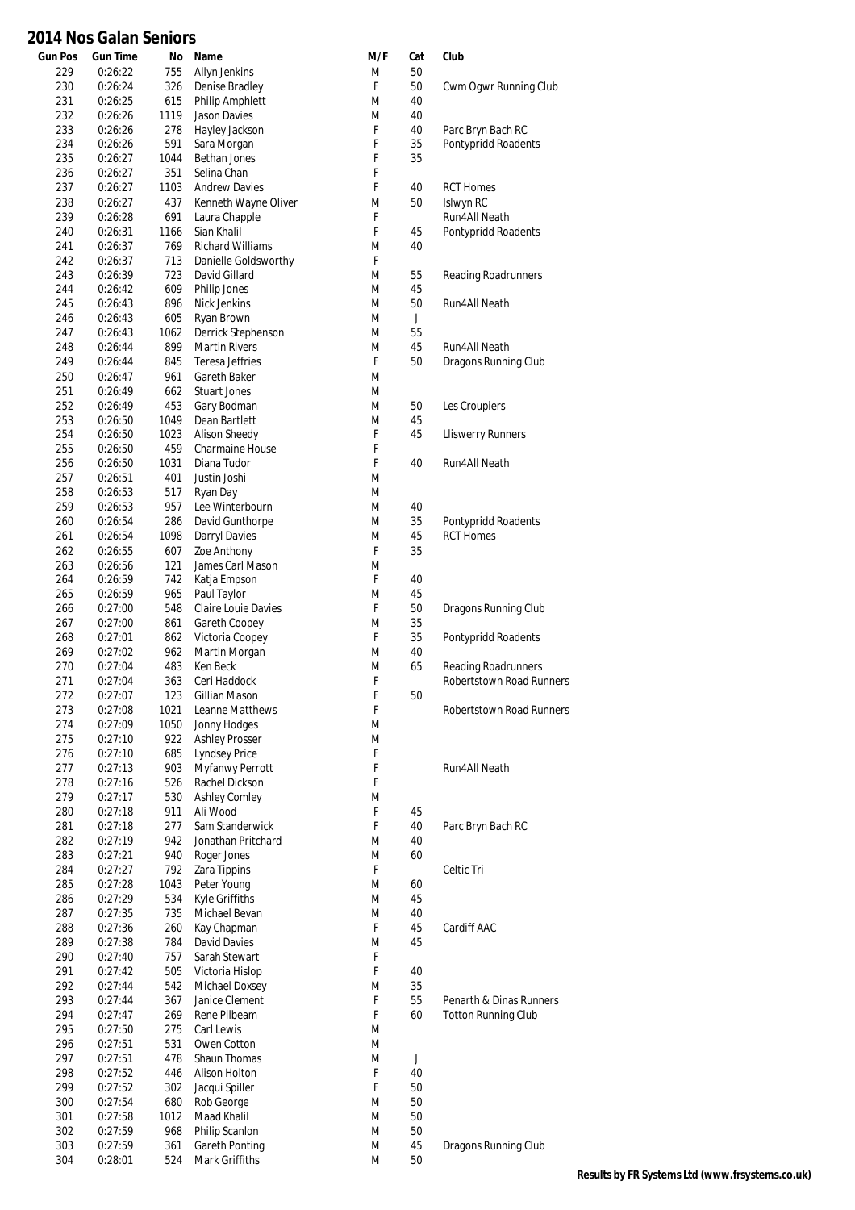# 2014 Nos Galan Seniors

| Gun Pos | Gun Time | No | Name | M/F | Cat | Club |
|---|---|---|---|---|---|---|
| 229 | 0:26:22 | 755 | Allyn Jenkins | M | 50 | |
| 230 | 0:26:24 | 326 | Denise Bradley | F | 50 | Cwm Ogwr Running Club |
| 231 | 0:26:25 | 615 | Philip Amphlett | M | 40 | |
| 232 | 0:26:26 | 1119 | Jason Davies | M | 40 | |
| 233 | 0:26:26 | 278 | Hayley Jackson | F | 40 | Parc Bryn Bach RC |
| 234 | 0:26:26 | 591 | Sara Morgan | F | 35 | Pontypridd Roadents |
| 235 | 0:26:27 | 1044 | Bethan Jones | F | 35 | |
| 236 | 0:26:27 | 351 | Selina Chan | F | | |
| 237 | 0:26:27 | 1103 | Andrew Davies | F | 40 | RCT Homes |
| 238 | 0:26:27 | 437 | Kenneth Wayne Oliver | M | 50 | Islwyn RC |
| 239 | 0:26:28 | 691 | Laura Chapple | F | | Run4All Neath |
| 240 | 0:26:31 | 1166 | Sian Khalil | F | 45 | Pontypridd Roadents |
| 241 | 0:26:37 | 769 | Richard Williams | M | 40 | |
| 242 | 0:26:37 | 713 | Danielle Goldsworthy | F | | |
| 243 | 0:26:39 | 723 | David Gillard | M | 55 | Reading Roadrunners |
| 244 | 0:26:42 | 609 | Philip Jones | M | 45 | |
| 245 | 0:26:43 | 896 | Nick Jenkins | M | 50 | Run4All Neath |
| 246 | 0:26:43 | 605 | Ryan Brown | M | J | |
| 247 | 0:26:43 | 1062 | Derrick Stephenson | M | 55 | |
| 248 | 0:26:44 | 899 | Martin Rivers | M | 45 | Run4All Neath |
| 249 | 0:26:44 | 845 | Teresa Jeffries | F | 50 | Dragons Running Club |
| 250 | 0:26:47 | 961 | Gareth Baker | M | | |
| 251 | 0:26:49 | 662 | Stuart Jones | M | | |
| 252 | 0:26:49 | 453 | Gary Bodman | M | 50 | Les Croupiers |
| 253 | 0:26:50 | 1049 | Dean Bartlett | M | 45 | |
| 254 | 0:26:50 | 1023 | Alison Sheedy | F | 45 | Lliswerry Runners |
| 255 | 0:26:50 | 459 | Charmaine House | F | | |
| 256 | 0:26:50 | 1031 | Diana Tudor | F | 40 | Run4All Neath |
| 257 | 0:26:51 | 401 | Justin Joshi | M | | |
| 258 | 0:26:53 | 517 | Ryan Day | M | | |
| 259 | 0:26:53 | 957 | Lee Winterbourn | M | 40 | |
| 260 | 0:26:54 | 286 | David Gunthorpe | M | 35 | Pontypridd Roadents |
| 261 | 0:26:54 | 1098 | Darryl Davies | M | 45 | RCT Homes |
| 262 | 0:26:55 | 607 | Zoe Anthony | F | 35 | |
| 263 | 0:26:56 | 121 | James Carl Mason | M | | |
| 264 | 0:26:59 | 742 | Katja Empson | F | 40 | |
| 265 | 0:26:59 | 965 | Paul Taylor | M | 45 | |
| 266 | 0:27:00 | 548 | Claire Louie Davies | F | 50 | Dragons Running Club |
| 267 | 0:27:00 | 861 | Gareth Coopey | M | 35 | |
| 268 | 0:27:01 | 862 | Victoria Coopey | F | 35 | Pontypridd Roadents |
| 269 | 0:27:02 | 962 | Martin Morgan | M | 40 | |
| 270 | 0:27:04 | 483 | Ken Beck | M | 65 | Reading Roadrunners |
| 271 | 0:27:04 | 363 | Ceri Haddock | F | | Robertstown Road Runners |
| 272 | 0:27:07 | 123 | Gillian Mason | F | 50 | |
| 273 | 0:27:08 | 1021 | Leanne Matthews | F | | Robertstown Road Runners |
| 274 | 0:27:09 | 1050 | Jonny Hodges | M | | |
| 275 | 0:27:10 | 922 | Ashley Prosser | M | | |
| 276 | 0:27:10 | 685 | Lyndsey Price | F | | |
| 277 | 0:27:13 | 903 | Myfanwy Perrott | F | | Run4All Neath |
| 278 | 0:27:16 | 526 | Rachel Dickson | F | | |
| 279 | 0:27:17 | 530 | Ashley Comley | M | | |
| 280 | 0:27:18 | 911 | Ali Wood | F | 45 | |
| 281 | 0:27:18 | 277 | Sam Standerwick | F | 40 | Parc Bryn Bach RC |
| 282 | 0:27:19 | 942 | Jonathan Pritchard | M | 40 | |
| 283 | 0:27:21 | 940 | Roger Jones | M | 60 | |
| 284 | 0:27:27 | 792 | Zara Tippins | F | | Celtic Tri |
| 285 | 0:27:28 | 1043 | Peter Young | M | 60 | |
| 286 | 0:27:29 | 534 | Kyle Griffiths | M | 45 | |
| 287 | 0:27:35 | 735 | Michael Bevan | M | 40 | |
| 288 | 0:27:36 | 260 | Kay Chapman | F | 45 | Cardiff AAC |
| 289 | 0:27:38 | 784 | David Davies | M | 45 | |
| 290 | 0:27:40 | 757 | Sarah Stewart | F | | |
| 291 | 0:27:42 | 505 | Victoria Hislop | F | 40 | |
| 292 | 0:27:44 | 542 | Michael Doxsey | M | 35 | |
| 293 | 0:27:44 | 367 | Janice Clement | F | 55 | Penarth & Dinas Runners |
| 294 | 0:27:47 | 269 | Rene Pilbeam | F | 60 | Totton Running Club |
| 295 | 0:27:50 | 275 | Carl Lewis | M | | |
| 296 | 0:27:51 | 531 | Owen Cotton | M | | |
| 297 | 0:27:51 | 478 | Shaun Thomas | M | J | |
| 298 | 0:27:52 | 446 | Alison Holton | F | 40 | |
| 299 | 0:27:52 | 302 | Jacqui Spiller | F | 50 | |
| 300 | 0:27:54 | 680 | Rob George | M | 50 | |
| 301 | 0:27:58 | 1012 | Maad Khalil | M | 50 | |
| 302 | 0:27:59 | 968 | Philip Scanlon | M | 50 | |
| 303 | 0:27:59 | 361 | Gareth Ponting | M | 45 | Dragons Running Club |
| 304 | 0:28:01 | 524 | Mark Griffiths | M | 50 | |

**Results by FR Systems Ltd (www.frsystems.co.uk)**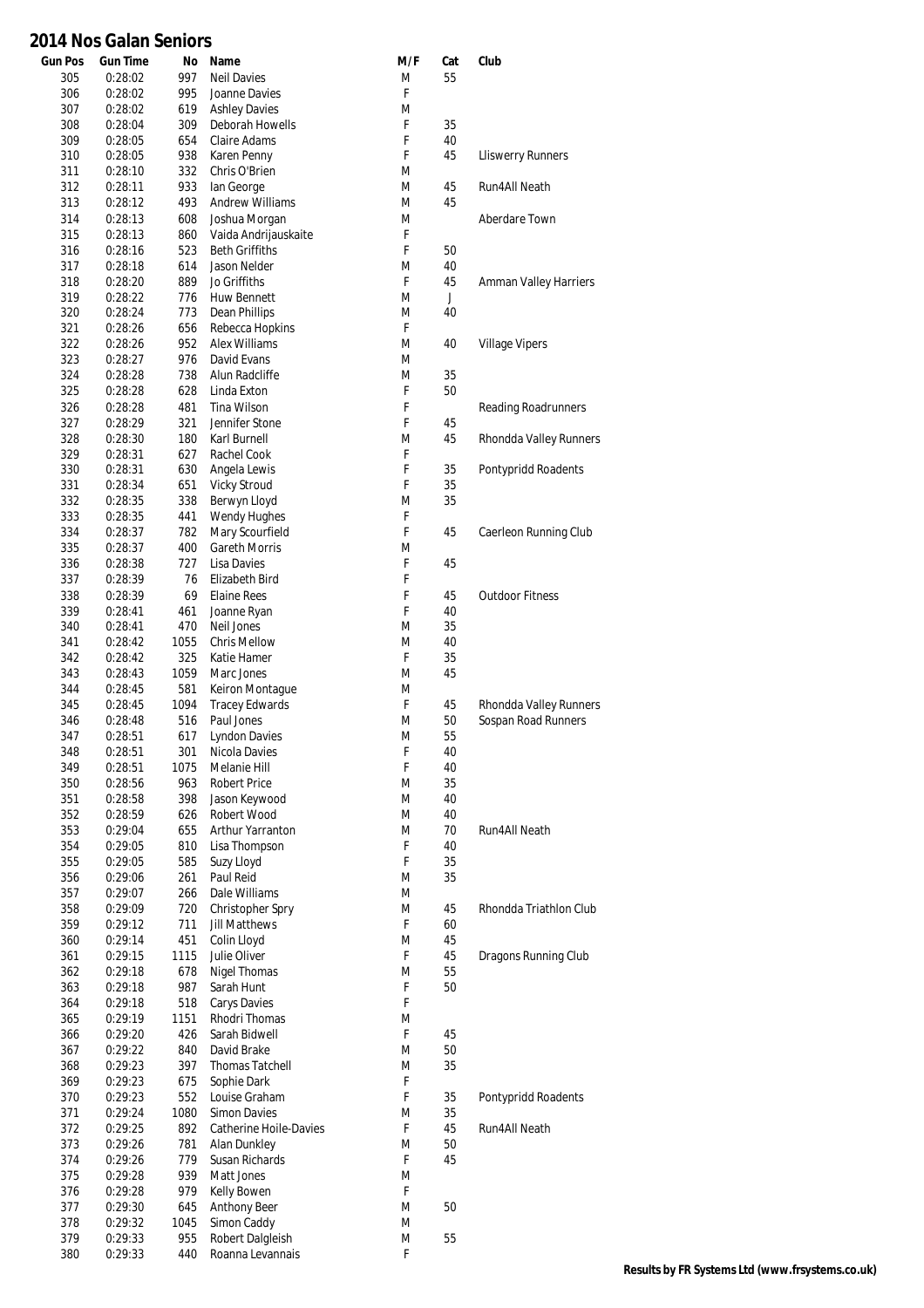# 2014 Nos Galan Seniors

| Gun Pos | Gun Time | No | Name | M/F | Cat | Club |
|---|---|---|---|---|---|---|
| 305 | 0:28:02 | 997 | Neil Davies | M | 55 | |
| 306 | 0:28:02 | 995 | Joanne Davies | F | | |
| 307 | 0:28:02 | 619 | Ashley Davies | M | | |
| 308 | 0:28:04 | 309 | Deborah Howells | F | 35 | |
| 309 | 0:28:05 | 654 | Claire Adams | F | 40 | |
| 310 | 0:28:05 | 938 | Karen Penny | F | 45 | Lliswerry Runners |
| 311 | 0:28:10 | 332 | Chris O'Brien | M | | |
| 312 | 0:28:11 | 933 | Ian George | M | 45 | Run4All Neath |
| 313 | 0:28:12 | 493 | Andrew Williams | M | 45 | |
| 314 | 0:28:13 | 608 | Joshua Morgan | M | | Aberdare Town |
| 315 | 0:28:13 | 860 | Vaida Andrijauskaite | F | | |
| 316 | 0:28:16 | 523 | Beth Griffiths | F | 50 | |
| 317 | 0:28:18 | 614 | Jason Nelder | M | 40 | |
| 318 | 0:28:20 | 889 | Jo Griffiths | F | 45 | Amman Valley Harriers |
| 319 | 0:28:22 | 776 | Huw Bennett | M | J | |
| 320 | 0:28:24 | 773 | Dean Phillips | M | 40 | |
| 321 | 0:28:26 | 656 | Rebecca Hopkins | F | | |
| 322 | 0:28:26 | 952 | Alex Williams | M | 40 | Village Vipers |
| 323 | 0:28:27 | 976 | David Evans | M | | |
| 324 | 0:28:28 | 738 | Alun Radcliffe | M | 35 | |
| 325 | 0:28:28 | 628 | Linda Exton | F | 50 | |
| 326 | 0:28:28 | 481 | Tina Wilson | F | | Reading Roadrunners |
| 327 | 0:28:29 | 321 | Jennifer Stone | F | 45 | |
| 328 | 0:28:30 | 180 | Karl Burnell | M | 45 | Rhondda Valley Runners |
| 329 | 0:28:31 | 627 | Rachel Cook | F | | |
| 330 | 0:28:31 | 630 | Angela Lewis | F | 35 | Pontypridd Roadents |
| 331 | 0:28:34 | 651 | Vicky Stroud | F | 35 | |
| 332 | 0:28:35 | 338 | Berwyn Lloyd | M | 35 | |
| 333 | 0:28:35 | 441 | Wendy Hughes | F | | |
| 334 | 0:28:37 | 782 | Mary Scourfield | F | 45 | Caerleon Running Club |
| 335 | 0:28:37 | 400 | Gareth Morris | M | | |
| 336 | 0:28:38 | 727 | Lisa Davies | F | 45 | |
| 337 | 0:28:39 | 76 | Elizabeth Bird | F | | |
| 338 | 0:28:39 | 69 | Elaine Rees | F | 45 | Outdoor Fitness |
| 339 | 0:28:41 | 461 | Joanne Ryan | F | 40 | |
| 340 | 0:28:41 | 470 | Neil Jones | M | 35 | |
| 341 | 0:28:42 | 1055 | Chris Mellow | M | 40 | |
| 342 | 0:28:42 | 325 | Katie Hamer | F | 35 | |
| 343 | 0:28:43 | 1059 | Marc Jones | M | 45 | |
| 344 | 0:28:45 | 581 | Keiron Montague | M | | |
| 345 | 0:28:45 | 1094 | Tracey Edwards | F | 45 | Rhondda Valley Runners |
| 346 | 0:28:48 | 516 | Paul Jones | M | 50 | Sospan Road Runners |
| 347 | 0:28:51 | 617 | Lyndon Davies | M | 55 | |
| 348 | 0:28:51 | 301 | Nicola Davies | F | 40 | |
| 349 | 0:28:51 | 1075 | Melanie Hill | F | 40 | |
| 350 | 0:28:56 | 963 | Robert Price | M | 35 | |
| 351 | 0:28:58 | 398 | Jason Keywood | M | 40 | |
| 352 | 0:28:59 | 626 | Robert Wood | M | 40 | |
| 353 | 0:29:04 | 655 | Arthur Yarranton | M | 70 | Run4All Neath |
| 354 | 0:29:05 | 810 | Lisa Thompson | F | 40 | |
| 355 | 0:29:05 | 585 | Suzy Lloyd | F | 35 | |
| 356 | 0:29:06 | 261 | Paul Reid | M | 35 | |
| 357 | 0:29:07 | 266 | Dale Williams | M | | |
| 358 | 0:29:09 | 720 | Christopher Spry | M | 45 | Rhondda Triathlon Club |
| 359 | 0:29:12 | 711 | Jill Matthews | F | 60 | |
| 360 | 0:29:14 | 451 | Colin Lloyd | M | 45 | |
| 361 | 0:29:15 | 1115 | Julie Oliver | F | 45 | Dragons Running Club |
| 362 | 0:29:18 | 678 | Nigel Thomas | M | 55 | |
| 363 | 0:29:18 | 987 | Sarah Hunt | F | 50 | |
| 364 | 0:29:18 | 518 | Carys Davies | F | | |
| 365 | 0:29:19 | 1151 | Rhodri Thomas | M | | |
| 366 | 0:29:20 | 426 | Sarah Bidwell | F | 45 | |
| 367 | 0:29:22 | 840 | David Brake | M | 50 | |
| 368 | 0:29:23 | 397 | Thomas Tatchell | M | 35 | |
| 369 | 0:29:23 | 675 | Sophie Dark | F | | |
| 370 | 0:29:23 | 552 | Louise Graham | F | 35 | Pontypridd Roadents |
| 371 | 0:29:24 | 1080 | Simon Davies | M | 35 | |
| 372 | 0:29:25 | 892 | Catherine Hoile-Davies | F | 45 | Run4All Neath |
| 373 | 0:29:26 | 781 | Alan Dunkley | M | 50 | |
| 374 | 0:29:26 | 779 | Susan Richards | F | 45 | |
| 375 | 0:29:28 | 939 | Matt Jones | M | | |
| 376 | 0:29:28 | 979 | Kelly Bowen | F | | |
| 377 | 0:29:30 | 645 | Anthony Beer | M | 50 | |
| 378 | 0:29:32 | 1045 | Simon Caddy | M | | |
| 379 | 0:29:33 | 955 | Robert Dalgleish | M | 55 | |
| 380 | 0:29:33 | 440 | Roanna Levannais | F | | |

**Results by FR Systems Ltd (www.frsystems.co.uk)**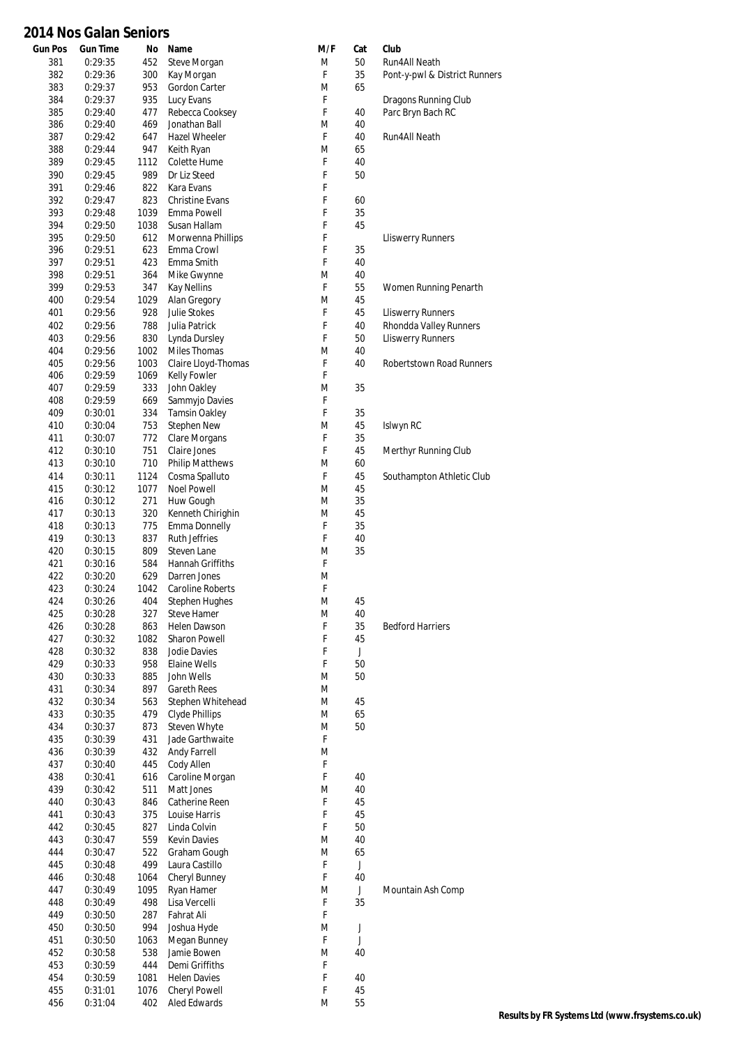# 2014 Nos Galan Seniors

| Gun Pos | Gun Time | No | Name | M/F | Cat | Club |
|---|---|---|---|---|---|---|
| 381 | 0:29:35 | 452 | Steve Morgan | M | 50 | Run4All Neath |
| 382 | 0:29:36 | 300 | Kay Morgan | F | 35 | Pont-y-pwl & District Runners |
| 383 | 0:29:37 | 953 | Gordon Carter | M | 65 | |
| 384 | 0:29:37 | 935 | Lucy Evans | F | | Dragons Running Club |
| 385 | 0:29:40 | 477 | Rebecca Cooksey | F | 40 | Parc Bryn Bach RC |
| 386 | 0:29:40 | 469 | Jonathan Ball | M | 40 | |
| 387 | 0:29:42 | 647 | Hazel Wheeler | F | 40 | Run4All Neath |
| 388 | 0:29:44 | 947 | Keith Ryan | M | 65 | |
| 389 | 0:29:45 | 1112 | Colette Hume | F | 40 | |
| 390 | 0:29:45 | 989 | Dr Liz Steed | F | 50 | |
| 391 | 0:29:46 | 822 | Kara Evans | F | | |
| 392 | 0:29:47 | 823 | Christine Evans | F | 60 | |
| 393 | 0:29:48 | 1039 | Emma Powell | F | 35 | |
| 394 | 0:29:50 | 1038 | Susan Hallam | F | 45 | |
| 395 | 0:29:50 | 612 | Morwenna Phillips | F | | Lliswerry Runners |
| 396 | 0:29:51 | 623 | Emma Crowl | F | 35 | |
| 397 | 0:29:51 | 423 | Emma Smith | F | 40 | |
| 398 | 0:29:51 | 364 | Mike Gwynne | M | 40 | |
| 399 | 0:29:53 | 347 | Kay Nellins | F | 55 | Women Running Penarth |
| 400 | 0:29:54 | 1029 | Alan Gregory | M | 45 | |
| 401 | 0:29:56 | 928 | Julie Stokes | F | 45 | Lliswerry Runners |
| 402 | 0:29:56 | 788 | Julia Patrick | F | 40 | Rhondda Valley Runners |
| 403 | 0:29:56 | 830 | Lynda Dursley | F | 50 | Lliswerry Runners |
| 404 | 0:29:56 | 1002 | Miles Thomas | M | 40 | |
| 405 | 0:29:56 | 1003 | Claire Lloyd-Thomas | F | 40 | Robertstown Road Runners |
| 406 | 0:29:59 | 1069 | Kelly Fowler | F | | |
| 407 | 0:29:59 | 333 | John Oakley | M | 35 | |
| 408 | 0:29:59 | 669 | Sammyjo Davies | F | | |
| 409 | 0:30:01 | 334 | Tamsin Oakley | F | 35 | |
| 410 | 0:30:04 | 753 | Stephen New | M | 45 | Islwyn RC |
| 411 | 0:30:07 | 772 | Clare Morgans | F | 35 | |
| 412 | 0:30:10 | 751 | Claire Jones | F | 45 | Merthyr Running Club |
| 413 | 0:30:10 | 710 | Philip Matthews | M | 60 | |
| 414 | 0:30:11 | 1124 | Cosma Spalluto | F | 45 | Southampton Athletic Club |
| 415 | 0:30:12 | 1077 | Noel Powell | M | 45 | |
| 416 | 0:30:12 | 271 | Huw Gough | M | 35 | |
| 417 | 0:30:13 | 320 | Kenneth Chirighin | M | 45 | |
| 418 | 0:30:13 | 775 | Emma Donnelly | F | 35 | |
| 419 | 0:30:13 | 837 | Ruth Jeffries | F | 40 | |
| 420 | 0:30:15 | 809 | Steven Lane | M | 35 | |
| 421 | 0:30:16 | 584 | Hannah Griffiths | F | | |
| 422 | 0:30:20 | 629 | Darren Jones | M | | |
| 423 | 0:30:24 | 1042 | Caroline Roberts | F | | |
| 424 | 0:30:26 | 404 | Stephen Hughes | M | 45 | |
| 425 | 0:30:28 | 327 | Steve Hamer | M | 40 | |
| 426 | 0:30:28 | 863 | Helen Dawson | F | 35 | Bedford Harriers |
| 427 | 0:30:32 | 1082 | Sharon Powell | F | 45 | |
| 428 | 0:30:32 | 838 | Jodie Davies | F | J | |
| 429 | 0:30:33 | 958 | Elaine Wells | F | 50 | |
| 430 | 0:30:33 | 885 | John Wells | M | 50 | |
| 431 | 0:30:34 | 897 | Gareth Rees | M | | |
| 432 | 0:30:34 | 563 | Stephen Whitehead | M | 45 | |
| 433 | 0:30:35 | 479 | Clyde Phillips | M | 65 | |
| 434 | 0:30:37 | 873 | Steven Whyte | M | 50 | |
| 435 | 0:30:39 | 431 | Jade Garthwaite | F | | |
| 436 | 0:30:39 | 432 | Andy Farrell | M | | |
| 437 | 0:30:40 | 445 | Cody Allen | F | | |
| 438 | 0:30:41 | 616 | Caroline Morgan | F | 40 | |
| 439 | 0:30:42 | 511 | Matt Jones | M | 40 | |
| 440 | 0:30:43 | 846 | Catherine Reen | F | 45 | |
| 441 | 0:30:43 | 375 | Louise Harris | F | 45 | |
| 442 | 0:30:45 | 827 | Linda Colvin | F | 50 | |
| 443 | 0:30:47 | 559 | Kevin Davies | M | 40 | |
| 444 | 0:30:47 | 522 | Graham Gough | M | 65 | |
| 445 | 0:30:48 | 499 | Laura Castillo | F | J | |
| 446 | 0:30:48 | 1064 | Cheryl Bunney | F | 40 | |
| 447 | 0:30:49 | 1095 | Ryan Hamer | M | J | Mountain Ash Comp |
| 448 | 0:30:49 | 498 | Lisa Vercelli | F | 35 | |
| 449 | 0:30:50 | 287 | Fahrat Ali | F | | |
| 450 | 0:30:50 | 994 | Joshua Hyde | M | J | |
| 451 | 0:30:50 | 1063 | Megan Bunney | F | J | |
| 452 | 0:30:58 | 538 | Jamie Bowen | M | 40 | |
| 453 | 0:30:59 | 444 | Demi Griffiths | F | | |
| 454 | 0:30:59 | 1081 | Helen Davies | F | 40 | |
| 455 | 0:31:01 | 1076 | Cheryl Powell | F | 45 | |
| 456 | 0:31:04 | 402 | Aled Edwards | M | 55 | |

**Results by FR Systems Ltd (www.frsystems.co.uk)**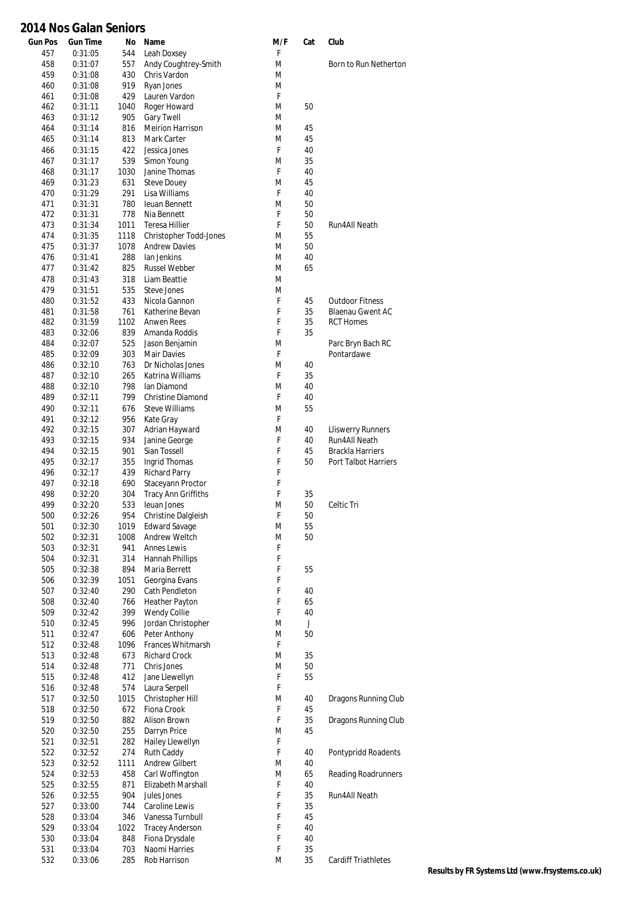# 2014 Nos Galan Seniors

| Gun Pos | Gun Time | No | Name | M/F | Cat | Club |
|---|---|---|---|---|---|---|
| 457 | 0:31:05 | 544 | Leah Doxsey | F | | |
| 458 | 0:31:07 | 557 | Andy Coughtrey-Smith | M | | Born to Run Netherton |
| 459 | 0:31:08 | 430 | Chris Vardon | M | | |
| 460 | 0:31:08 | 919 | Ryan Jones | M | | |
| 461 | 0:31:08 | 429 | Lauren Vardon | F | | |
| 462 | 0:31:11 | 1040 | Roger Howard | M | 50 | |
| 463 | 0:31:12 | 905 | Gary Twell | M | | |
| 464 | 0:31:14 | 816 | Meirion Harrison | M | 45 | |
| 465 | 0:31:14 | 813 | Mark Carter | M | 45 | |
| 466 | 0:31:15 | 422 | Jessica Jones | F | 40 | |
| 467 | 0:31:17 | 539 | Simon Young | M | 35 | |
| 468 | 0:31:17 | 1030 | Janine Thomas | F | 40 | |
| 469 | 0:31:23 | 631 | Steve Douey | M | 45 | |
| 470 | 0:31:29 | 291 | Lisa Williams | F | 40 | |
| 471 | 0:31:31 | 780 | Ieuan Bennett | M | 50 | |
| 472 | 0:31:31 | 778 | Nia Bennett | F | 50 | |
| 473 | 0:31:34 | 1011 | Teresa Hillier | F | 50 | Run4All Neath |
| 474 | 0:31:35 | 1118 | Christopher Todd-Jones | M | 55 | |
| 475 | 0:31:37 | 1078 | Andrew Davies | M | 50 | |
| 476 | 0:31:41 | 288 | Ian Jenkins | M | 40 | |
| 477 | 0:31:42 | 825 | Russel Webber | M | 65 | |
| 478 | 0:31:43 | 318 | Liam Beattie | M | | |
| 479 | 0:31:51 | 535 | Steve Jones | M | | |
| 480 | 0:31:52 | 433 | Nicola Gannon | F | 45 | Outdoor Fitness |
| 481 | 0:31:58 | 761 | Katherine Bevan | F | 35 | Blaenau Gwent AC |
| 482 | 0:31:59 | 1102 | Anwen Rees | F | 35 | RCT Homes |
| 483 | 0:32:06 | 839 | Amanda Roddis | F | 35 | |
| 484 | 0:32:07 | 525 | Jason Benjamin | M | | Parc Bryn Bach RC |
| 485 | 0:32:09 | 303 | Mair Davies | F | | Pontardawe |
| 486 | 0:32:10 | 763 | Dr Nicholas Jones | M | 40 | |
| 487 | 0:32:10 | 265 | Katrina Williams | F | 35 | |
| 488 | 0:32:10 | 798 | Ian Diamond | M | 40 | |
| 489 | 0:32:11 | 799 | Christine Diamond | F | 40 | |
| 490 | 0:32:11 | 676 | Steve Williams | M | 55 | |
| 491 | 0:32:12 | 956 | Kate Gray | F | | |
| 492 | 0:32:15 | 307 | Adrian Hayward | M | 40 | Lliswerry Runners |
| 493 | 0:32:15 | 934 | Janine George | F | 40 | Run4All Neath |
| 494 | 0:32:15 | 901 | Sian Tossell | F | 45 | Brackla Harriers |
| 495 | 0:32:17 | 355 | Ingrid Thomas | F | 50 | Port Talbot Harriers |
| 496 | 0:32:17 | 439 | Richard Parry | F | | |
| 497 | 0:32:18 | 690 | Staceyann Proctor | F | | |
| 498 | 0:32:20 | 304 | Tracy Ann Griffiths | F | 35 | |
| 499 | 0:32:20 | 533 | Ieuan Jones | M | 50 | Celtic Tri |
| 500 | 0:32:26 | 954 | Christine Dalgleish | F | 50 | |
| 501 | 0:32:30 | 1019 | Edward Savage | M | 55 | |
| 502 | 0:32:31 | 1008 | Andrew Weltch | M | 50 | |
| 503 | 0:32:31 | 941 | Annes Lewis | F | | |
| 504 | 0:32:31 | 314 | Hannah Phillips | F | | |
| 505 | 0:32:38 | 894 | Maria Berrett | F | 55 | |
| 506 | 0:32:39 | 1051 | Georgina Evans | F | | |
| 507 | 0:32:40 | 290 | Cath Pendleton | F | 40 | |
| 508 | 0:32:40 | 766 | Heather Payton | F | 65 | |
| 509 | 0:32:42 | 399 | Wendy Collie | F | 40 | |
| 510 | 0:32:45 | 996 | Jordan Christopher | M | J | |
| 511 | 0:32:47 | 606 | Peter Anthony | M | 50 | |
| 512 | 0:32:48 | 1096 | Frances Whitmarsh | F | | |
| 513 | 0:32:48 | 673 | Richard Crock | M | 35 | |
| 514 | 0:32:48 | 771 | Chris Jones | M | 50 | |
| 515 | 0:32:48 | 412 | Jane Llewellyn | F | 55 | |
| 516 | 0:32:48 | 574 | Laura Serpell | F | | |
| 517 | 0:32:50 | 1015 | Christopher Hill | M | 40 | Dragons Running Club |
| 518 | 0:32:50 | 672 | Fiona Crook | F | 45 | |
| 519 | 0:32:50 | 882 | Alison Brown | F | 35 | Dragons Running Club |
| 520 | 0:32:50 | 255 | Darryn Price | M | 45 | |
| 521 | 0:32:51 | 282 | Hailey Llewellyn | F | | |
| 522 | 0:32:52 | 274 | Ruth Caddy | F | 40 | Pontypridd Roadents |
| 523 | 0:32:52 | 1111 | Andrew Gilbert | M | 40 | |
| 524 | 0:32:53 | 458 | Carl Woffington | M | 65 | Reading Roadrunners |
| 525 | 0:32:55 | 871 | Elizabeth Marshall | F | 40 | |
| 526 | 0:32:55 | 904 | Jules Jones | F | 35 | Run4All Neath |
| 527 | 0:33:00 | 744 | Caroline Lewis | F | 35 | |
| 528 | 0:33:04 | 346 | Vanessa Turnbull | F | 45 | |
| 529 | 0:33:04 | 1022 | Tracey Anderson | F | 40 | |
| 530 | 0:33:04 | 848 | Fiona Drysdale | F | 40 | |
| 531 | 0:33:04 | 703 | Naomi Harries | F | 35 | |
| 532 | 0:33:06 | 285 | Rob Harrison | M | 35 | Cardiff Triathletes |

**Results by FR Systems Ltd (www.frsystems.co.uk)**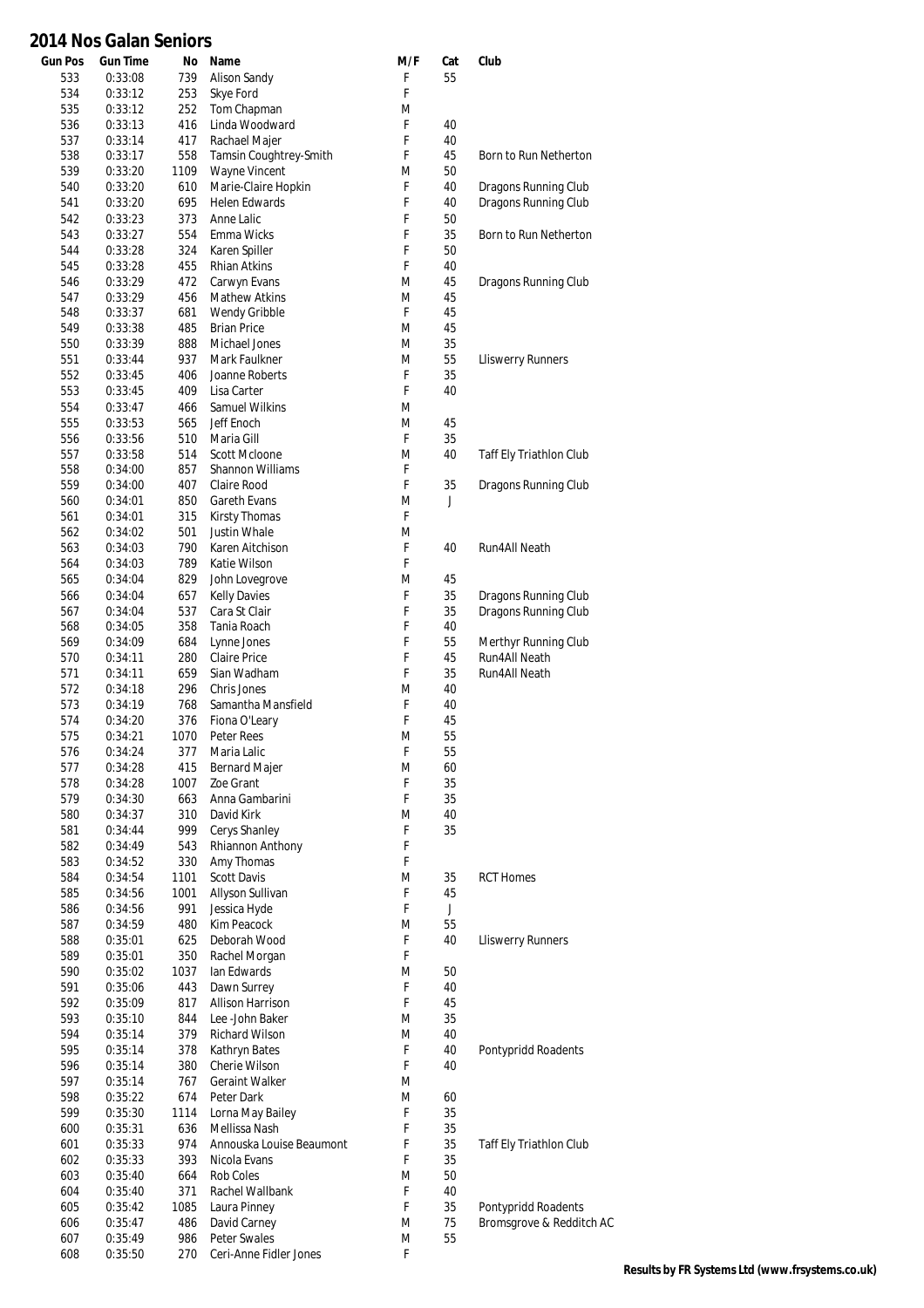# 2014 Nos Galan Seniors

| Gun Pos | Gun Time | No | Name | M/F | Cat | Club |
|---|---|---|---|---|---|---|
| 533 | 0:33:08 | 739 | Alison Sandy | F | 55 | |
| 534 | 0:33:12 | 253 | Skye Ford | F | | |
| 535 | 0:33:12 | 252 | Tom Chapman | M | | |
| 536 | 0:33:13 | 416 | Linda Woodward | F | 40 | |
| 537 | 0:33:14 | 417 | Rachael Majer | F | 40 | |
| 538 | 0:33:17 | 558 | Tamsin Coughtrey-Smith | F | 45 | Born to Run Netherton |
| 539 | 0:33:20 | 1109 | Wayne Vincent | M | 50 | |
| 540 | 0:33:20 | 610 | Marie-Claire Hopkin | F | 40 | Dragons Running Club |
| 541 | 0:33:20 | 695 | Helen Edwards | F | 40 | Dragons Running Club |
| 542 | 0:33:23 | 373 | Anne Lalic | F | 50 | |
| 543 | 0:33:27 | 554 | Emma Wicks | F | 35 | Born to Run Netherton |
| 544 | 0:33:28 | 324 | Karen Spiller | F | 50 | |
| 545 | 0:33:28 | 455 | Rhian Atkins | F | 40 | |
| 546 | 0:33:29 | 472 | Carwyn Evans | M | 45 | Dragons Running Club |
| 547 | 0:33:29 | 456 | Mathew Atkins | M | 45 | |
| 548 | 0:33:37 | 681 | Wendy Gribble | F | 45 | |
| 549 | 0:33:38 | 485 | Brian Price | M | 45 | |
| 550 | 0:33:39 | 888 | Michael Jones | M | 35 | |
| 551 | 0:33:44 | 937 | Mark Faulkner | M | 55 | Lliswerry Runners |
| 552 | 0:33:45 | 406 | Joanne Roberts | F | 35 | |
| 553 | 0:33:45 | 409 | Lisa Carter | F | 40 | |
| 554 | 0:33:47 | 466 | Samuel Wilkins | M | | |
| 555 | 0:33:53 | 565 | Jeff Enoch | M | 45 | |
| 556 | 0:33:56 | 510 | Maria Gill | F | 35 | |
| 557 | 0:33:58 | 514 | Scott Mcloone | M | 40 | Taff Ely Triathlon Club |
| 558 | 0:34:00 | 857 | Shannon Williams | F | | |
| 559 | 0:34:00 | 407 | Claire Rood | F | 35 | Dragons Running Club |
| 560 | 0:34:01 | 850 | Gareth Evans | M | J | |
| 561 | 0:34:01 | 315 | Kirsty Thomas | F | | |
| 562 | 0:34:02 | 501 | Justin Whale | M | | |
| 563 | 0:34:03 | 790 | Karen Aitchison | F | 40 | Run4All Neath |
| 564 | 0:34:03 | 789 | Katie Wilson | F | | |
| 565 | 0:34:04 | 829 | John Lovegrove | M | 45 | |
| 566 | 0:34:04 | 657 | Kelly Davies | F | 35 | Dragons Running Club |
| 567 | 0:34:04 | 537 | Cara St Clair | F | 35 | Dragons Running Club |
| 568 | 0:34:05 | 358 | Tania Roach | F | 40 | |
| 569 | 0:34:09 | 684 | Lynne Jones | F | 55 | Merthyr Running Club |
| 570 | 0:34:11 | 280 | Claire Price | F | 45 | Run4All Neath |
| 571 | 0:34:11 | 659 | Sian Wadham | F | 35 | Run4All Neath |
| 572 | 0:34:18 | 296 | Chris Jones | M | 40 | |
| 573 | 0:34:19 | 768 | Samantha Mansfield | F | 40 | |
| 574 | 0:34:20 | 376 | Fiona O'Leary | F | 45 | |
| 575 | 0:34:21 | 1070 | Peter Rees | M | 55 | |
| 576 | 0:34:24 | 377 | Maria Lalic | F | 55 | |
| 577 | 0:34:28 | 415 | Bernard Majer | M | 60 | |
| 578 | 0:34:28 | 1007 | Zoe Grant | F | 35 | |
| 579 | 0:34:30 | 663 | Anna Gambarini | F | 35 | |
| 580 | 0:34:37 | 310 | David Kirk | M | 40 | |
| 581 | 0:34:44 | 999 | Cerys Shanley | F | 35 | |
| 582 | 0:34:49 | 543 | Rhiannon Anthony | F | | |
| 583 | 0:34:52 | 330 | Amy Thomas | F | | |
| 584 | 0:34:54 | 1101 | Scott Davis | M | 35 | RCT Homes |
| 585 | 0:34:56 | 1001 | Allyson Sullivan | F | 45 | |
| 586 | 0:34:56 | 991 | Jessica Hyde | F | J | |
| 587 | 0:34:59 | 480 | Kim Peacock | M | 55 | |
| 588 | 0:35:01 | 625 | Deborah Wood | F | 40 | Lliswerry Runners |
| 589 | 0:35:01 | 350 | Rachel Morgan | F | | |
| 590 | 0:35:02 | 1037 | Ian Edwards | M | 50 | |
| 591 | 0:35:06 | 443 | Dawn Surrey | F | 40 | |
| 592 | 0:35:09 | 817 | Allison Harrison | F | 45 | |
| 593 | 0:35:10 | 844 | Lee -John Baker | M | 35 | |
| 594 | 0:35:14 | 379 | Richard Wilson | M | 40 | |
| 595 | 0:35:14 | 378 | Kathryn Bates | F | 40 | Pontypridd Roadents |
| 596 | 0:35:14 | 380 | Cherie Wilson | F | 40 | |
| 597 | 0:35:14 | 767 | Geraint Walker | M | | |
| 598 | 0:35:22 | 674 | Peter Dark | M | 60 | |
| 599 | 0:35:30 | 1114 | Lorna May Bailey | F | 35 | |
| 600 | 0:35:31 | 636 | Mellissa Nash | F | 35 | |
| 601 | 0:35:33 | 974 | Annouska Louise Beaumont | F | 35 | Taff Ely Triathlon Club |
| 602 | 0:35:33 | 393 | Nicola Evans | F | 35 | |
| 603 | 0:35:40 | 664 | Rob Coles | M | 50 | |
| 604 | 0:35:40 | 371 | Rachel Wallbank | F | 40 | |
| 605 | 0:35:42 | 1085 | Laura Pinney | F | 35 | Pontypridd Roadents |
| 606 | 0:35:47 | 486 | David Carney | M | 75 | Bromsgrove & Redditch AC |
| 607 | 0:35:49 | 986 | Peter Swales | M | 55 | |
| 608 | 0:35:50 | 270 | Ceri-Anne Fidler Jones | F | | |

**Results by FR Systems Ltd (www.frsystems.co.uk)**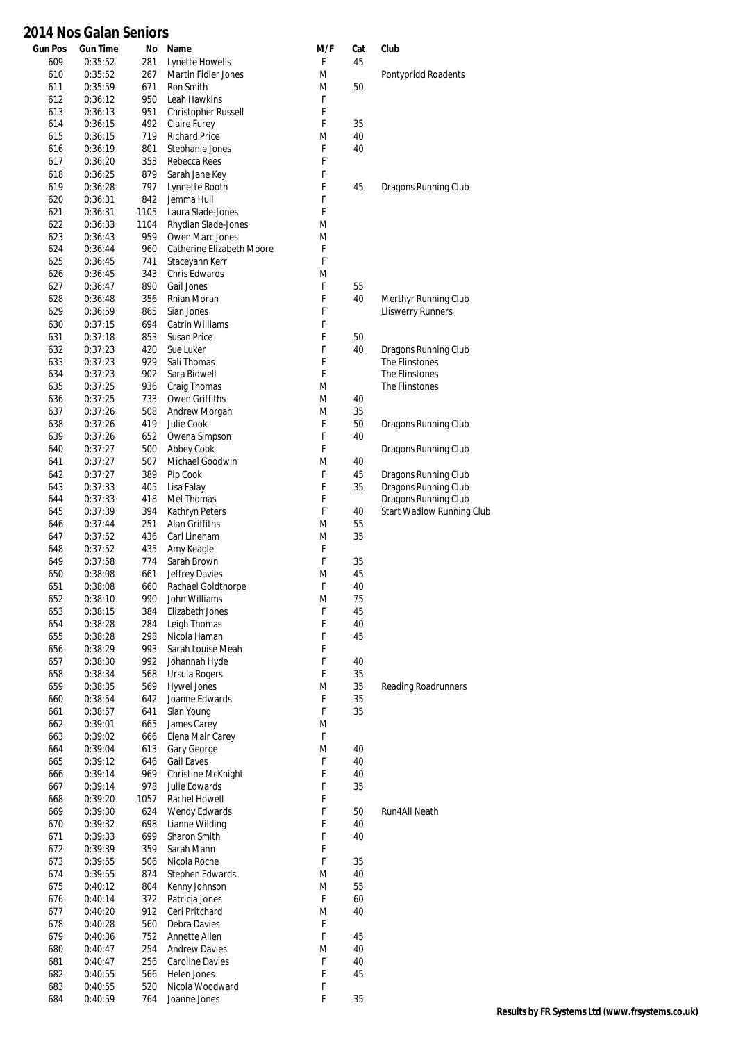# 2014 Nos Galan Seniors

| Gun Pos | Gun Time | No | Name | M/F | Cat | Club |
|---|---|---|---|---|---|---|
| 609 | 0:35:52 | 281 | Lynette Howells | F | 45 | |
| 610 | 0:35:52 | 267 | Martin Fidler Jones | M | | Pontypridd Roadents |
| 611 | 0:35:59 | 671 | Ron Smith | M | 50 | |
| 612 | 0:36:12 | 950 | Leah Hawkins | F | | |
| 613 | 0:36:13 | 951 | Christopher Russell | F | | |
| 614 | 0:36:15 | 492 | Claire Furey | F | 35 | |
| 615 | 0:36:15 | 719 | Richard Price | M | 40 | |
| 616 | 0:36:19 | 801 | Stephanie Jones | F | 40 | |
| 617 | 0:36:20 | 353 | Rebecca Rees | F | | |
| 618 | 0:36:25 | 879 | Sarah Jane Key | F | | |
| 619 | 0:36:28 | 797 | Lynnette Booth | F | 45 | Dragons Running Club |
| 620 | 0:36:31 | 842 | Jemma Hull | F | | |
| 621 | 0:36:31 | 1105 | Laura Slade-Jones | F | | |
| 622 | 0:36:33 | 1104 | Rhydian Slade-Jones | M | | |
| 623 | 0:36:43 | 959 | Owen Marc Jones | M | | |
| 624 | 0:36:44 | 960 | Catherine Elizabeth Moore | F | | |
| 625 | 0:36:45 | 741 | Staceyann Kerr | F | | |
| 626 | 0:36:45 | 343 | Chris Edwards | M | | |
| 627 | 0:36:47 | 890 | Gail Jones | F | 55 | |
| 628 | 0:36:48 | 356 | Rhian Moran | F | 40 | Merthyr Running Club |
| 629 | 0:36:59 | 865 | Sian Jones | F | | Lliswerry Runners |
| 630 | 0:37:15 | 694 | Catrin Williams | F | | |
| 631 | 0:37:18 | 853 | Susan Price | F | 50 | |
| 632 | 0:37:23 | 420 | Sue Luker | F | 40 | Dragons Running Club |
| 633 | 0:37:23 | 929 | Sali Thomas | F | | The Flinstones |
| 634 | 0:37:23 | 902 | Sara Bidwell | F | | The Flinstones |
| 635 | 0:37:25 | 936 | Craig Thomas | M | | The Flinstones |
| 636 | 0:37:25 | 733 | Owen Griffiths | M | 40 | |
| 637 | 0:37:26 | 508 | Andrew Morgan | M | 35 | |
| 638 | 0:37:26 | 419 | Julie Cook | F | 50 | Dragons Running Club |
| 639 | 0:37:26 | 652 | Owena Simpson | F | 40 | |
| 640 | 0:37:27 | 500 | Abbey Cook | F | | Dragons Running Club |
| 641 | 0:37:27 | 507 | Michael Goodwin | M | 40 | |
| 642 | 0:37:27 | 389 | Pip Cook | F | 45 | Dragons Running Club |
| 643 | 0:37:33 | 405 | Lisa Falay | F | 35 | Dragons Running Club |
| 644 | 0:37:33 | 418 | Mel Thomas | F | | Dragons Running Club |
| 645 | 0:37:39 | 394 | Kathryn Peters | F | 40 | Start Wadlow Running Club |
| 646 | 0:37:44 | 251 | Alan Griffiths | M | 55 | |
| 647 | 0:37:52 | 436 | Carl Lineham | M | 35 | |
| 648 | 0:37:52 | 435 | Amy Keagle | F | | |
| 649 | 0:37:58 | 774 | Sarah Brown | F | 35 | |
| 650 | 0:38:08 | 661 | Jeffrey Davies | M | 45 | |
| 651 | 0:38:08 | 660 | Rachael Goldthorpe | F | 40 | |
| 652 | 0:38:10 | 990 | John Williams | M | 75 | |
| 653 | 0:38:15 | 384 | Elizabeth Jones | F | 45 | |
| 654 | 0:38:28 | 284 | Leigh Thomas | F | 40 | |
| 655 | 0:38:28 | 298 | Nicola Haman | F | 45 | |
| 656 | 0:38:29 | 993 | Sarah Louise Meah | F | | |
| 657 | 0:38:30 | 992 | Johannah Hyde | F | 40 | |
| 658 | 0:38:34 | 568 | Ursula Rogers | F | 35 | |
| 659 | 0:38:35 | 569 | Hywel Jones | M | 35 | Reading Roadrunners |
| 660 | 0:38:54 | 642 | Joanne Edwards | F | 35 | |
| 661 | 0:38:57 | 641 | Sian Young | F | 35 | |
| 662 | 0:39:01 | 665 | James Carey | M | | |
| 663 | 0:39:02 | 666 | Elena Mair Carey | F | | |
| 664 | 0:39:04 | 613 | Gary George | M | 40 | |
| 665 | 0:39:12 | 646 | Gail Eaves | F | 40 | |
| 666 | 0:39:14 | 969 | Christine McKnight | F | 40 | |
| 667 | 0:39:14 | 978 | Julie Edwards | F | 35 | |
| 668 | 0:39:20 | 1057 | Rachel Howell | F | | |
| 669 | 0:39:30 | 624 | Wendy Edwards | F | 50 | Run4All Neath |
| 670 | 0:39:32 | 698 | Lianne Wilding | F | 40 | |
| 671 | 0:39:33 | 699 | Sharon Smith | F | 40 | |
| 672 | 0:39:39 | 359 | Sarah Mann | F | | |
| 673 | 0:39:55 | 506 | Nicola Roche | F | 35 | |
| 674 | 0:39:55 | 874 | Stephen Edwards | M | 40 | |
| 675 | 0:40:12 | 804 | Kenny Johnson | M | 55 | |
| 676 | 0:40:14 | 372 | Patricia Jones | F | 60 | |
| 677 | 0:40:20 | 912 | Ceri Pritchard | M | 40 | |
| 678 | 0:40:28 | 560 | Debra Davies | F | | |
| 679 | 0:40:36 | 752 | Annette Allen | F | 45 | |
| 680 | 0:40:47 | 254 | Andrew Davies | M | 40 | |
| 681 | 0:40:47 | 256 | Caroline Davies | F | 40 | |
| 682 | 0:40:55 | 566 | Helen Jones | F | 45 | |
| 683 | 0:40:55 | 520 | Nicola Woodward | F | | |
| 684 | 0:40:59 | 764 | Joanne Jones | F | 35 | |

**Results by FR Systems Ltd (www.frsystems.co.uk)**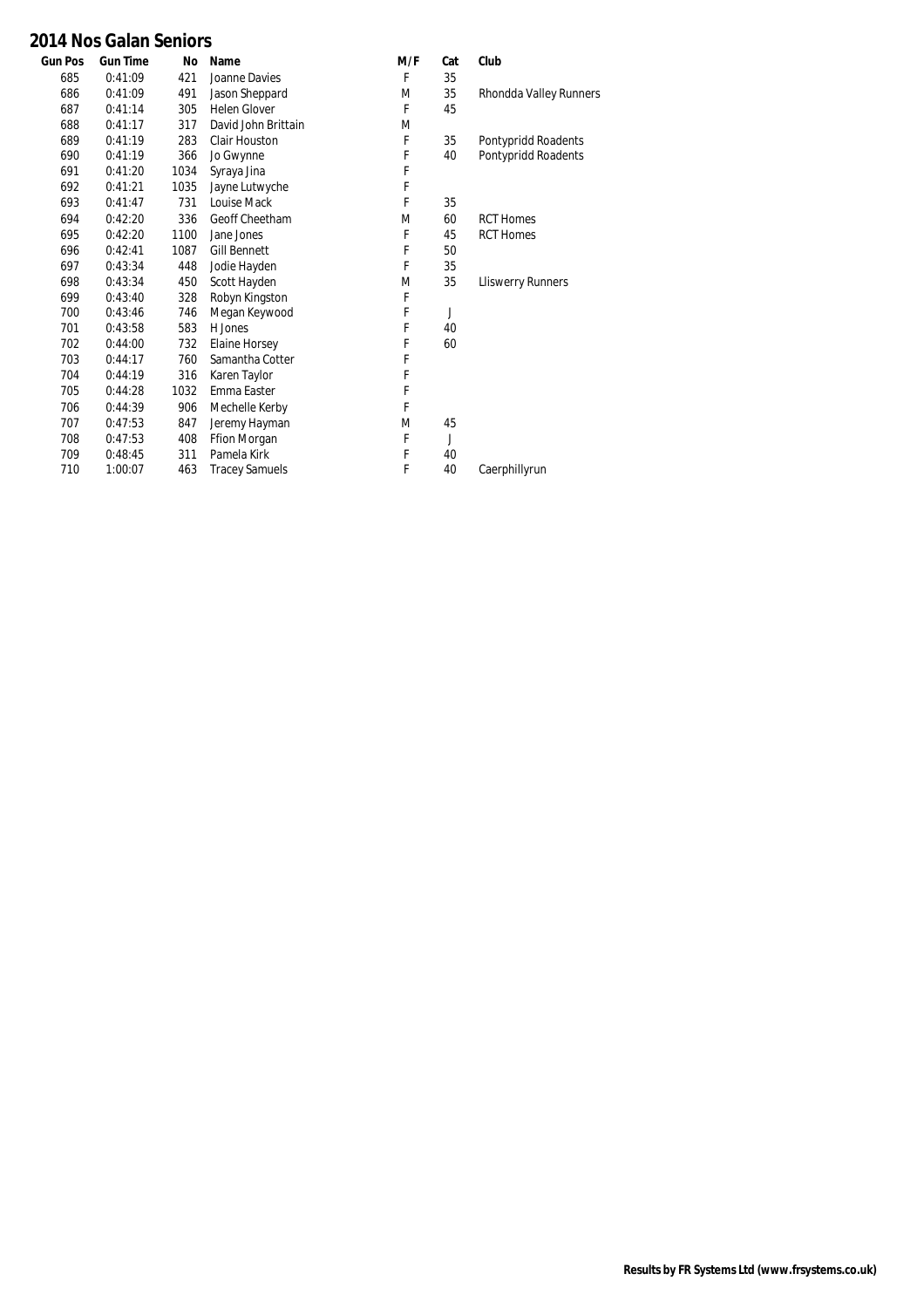## 2014 Nos Galan Seniors

| Gun Pos | Gun Time | No | Name | M/F | Cat | Club |
|---|---|---|---|---|---|---|
| 685 | 0:41:09 | 421 | Joanne Davies | F | 35 | |
| 686 | 0:41:09 | 491 | Jason Sheppard | M | 35 | Rhondda Valley Runners |
| 687 | 0:41:14 | 305 | Helen Glover | F | 45 | |
| 688 | 0:41:17 | 317 | David John Brittain | M | | |
| 689 | 0:41:19 | 283 | Clair Houston | F | 35 | Pontypridd Roadents |
| 690 | 0:41:19 | 366 | Jo Gwynne | F | 40 | Pontypridd Roadents |
| 691 | 0:41:20 | 1034 | Syraya Jina | F | | |
| 692 | 0:41:21 | 1035 | Jayne Lutwyche | F | | |
| 693 | 0:41:47 | 731 | Louise Mack | F | 35 | |
| 694 | 0:42:20 | 336 | Geoff Cheetham | M | 60 | RCT Homes |
| 695 | 0:42:20 | 1100 | Jane Jones | F | 45 | RCT Homes |
| 696 | 0:42:41 | 1087 | Gill Bennett | F | 50 | |
| 697 | 0:43:34 | 448 | Jodie Hayden | F | 35 | |
| 698 | 0:43:34 | 450 | Scott Hayden | M | 35 | Lliswerry Runners |
| 699 | 0:43:40 | 328 | Robyn Kingston | F | | |
| 700 | 0:43:46 | 746 | Megan Keywood | F | J | |
| 701 | 0:43:58 | 583 | H Jones | F | 40 | |
| 702 | 0:44:00 | 732 | Elaine Horsey | F | 60 | |
| 703 | 0:44:17 | 760 | Samantha Cotter | F | | |
| 704 | 0:44:19 | 316 | Karen Taylor | F | | |
| 705 | 0:44:28 | 1032 | Emma Easter | F | | |
| 706 | 0:44:39 | 906 | Mechelle Kerby | F | | |
| 707 | 0:47:53 | 847 | Jeremy Hayman | M | 45 | |
| 708 | 0:47:53 | 408 | Ffion Morgan | F | J | |
| 709 | 0:48:45 | 311 | Pamela Kirk | F | 40 | |
| 710 | 1:00:07 | 463 | Tracey Samuels | F | 40 | Caerphillyrun |

**Results by FR Systems Ltd (www.frsystems.co.uk)**